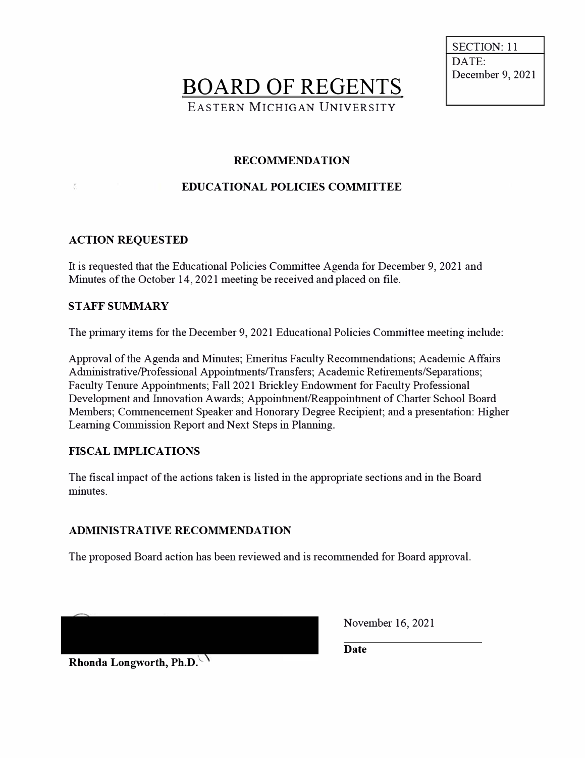SECTION: 11

DATE: December 9, 2021

# BOARD OF REGENTS

EASTERN MICHIGAN UNIVERSITY

**RECOMMENDATION**

**EDUCATIONAL POLICIES COMMITTEE**

## ACTION REQUESTED

It is requested that the Educational Policies Committee Agenda for December 9, 2021 and Minutes of the October 14, 2021 meeting be received and placed on file.

## STAFF SUMMARY

The primary items for the December 9, 2021 Educational Policies Committee meeting include:

Approval of the Agenda and Minutes; Emeritus Faculty Recommendations; Academic Affairs Administrative/Professional Appointments/Transfers; Academic Retirements/Separations; Faculty Tenure Appointments; Fall 2021 Brickley Endowment for Faculty Professional Development and Innovation Awards; Appointment/Reappointment of Charter School Board Members; Commencement Speaker and Honorary Degree Recipient; and a presentation: Higher Learning Commission Report and Next Steps in Planning.

## FISCAL IMPLICATIONS

The fiscal impact of the actions taken is listed in the appropriate sections and in the Board minutes.

## ADMINISTRATIVE RECOMMENDATION

The proposed Board action has been reviewed and is recommended for Board approval.

**Rhonda Longworth, Ph.D.**

November 16, 2021

**Date**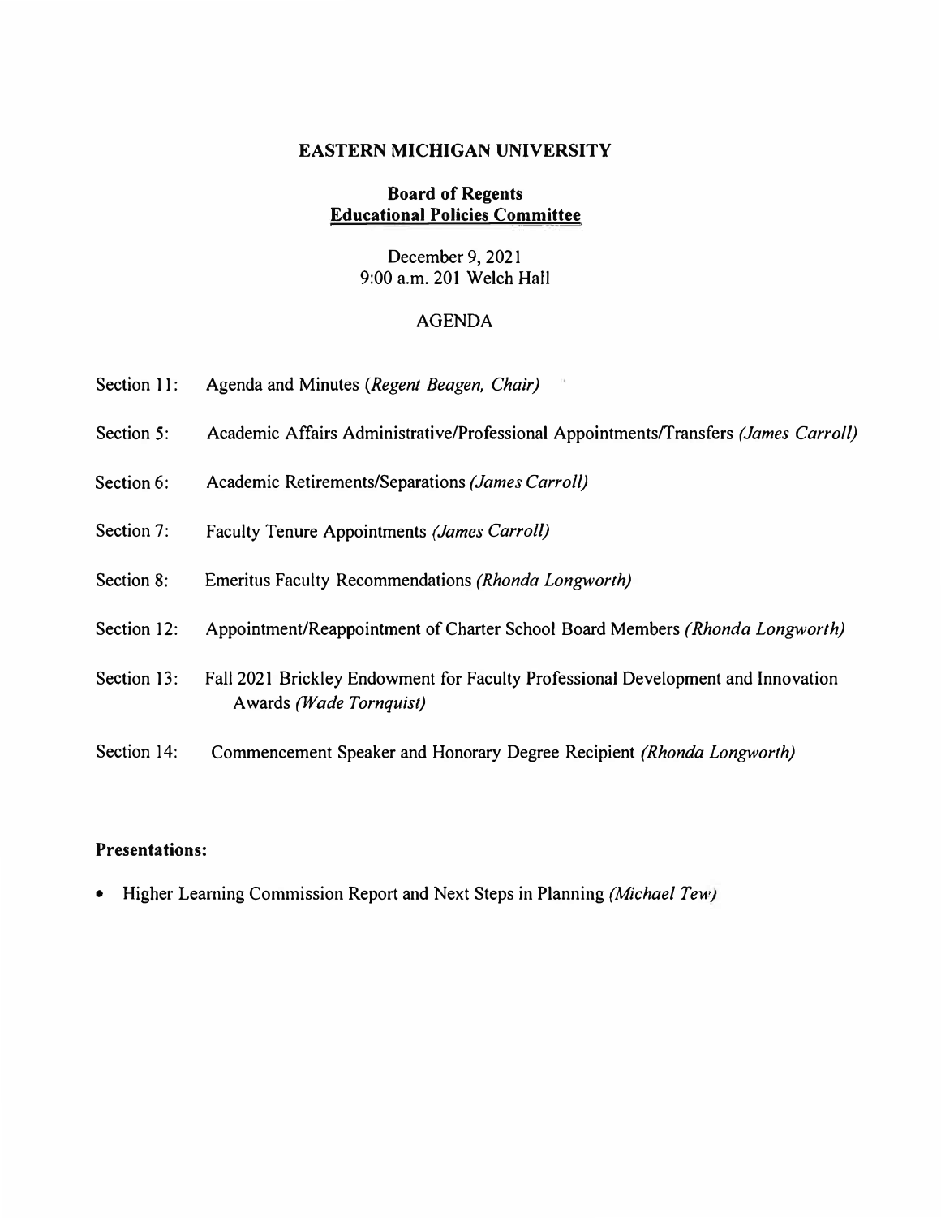# EASTERN MICHIGAN UNIVERSITY

## Board of Regents
## Educational Policies Committee

December 9, 2021
9:00 a.m. 201 Welch Hall

AGENDA

Section 11: Agenda and Minutes *(Regent Beagen, Chair)*

Section 5: Academic Affairs Administrative/Professional Appointments/Transfers *(James Carroll)*

Section 6: Academic Retirements/Separations *(James Carroll)*

Section 7: Faculty Tenure Appointments *(James Carroll)*

Section 8: Emeritus Faculty Recommendations *(Rhonda Longworth)*

Section 12: Appointment/Reappointment of Charter School Board Members *(Rhonda Longworth)*

Section 13: Fall 2021 Brickley Endowment for Faculty Professional Development and Innovation Awards *(Wade Tornquist)*

Section 14: Commencement Speaker and Honorary Degree Recipient *(Rhonda Longworth)*

**Presentations:**

- Higher Learning Commission Report and Next Steps in Planning *(Michael Tew)*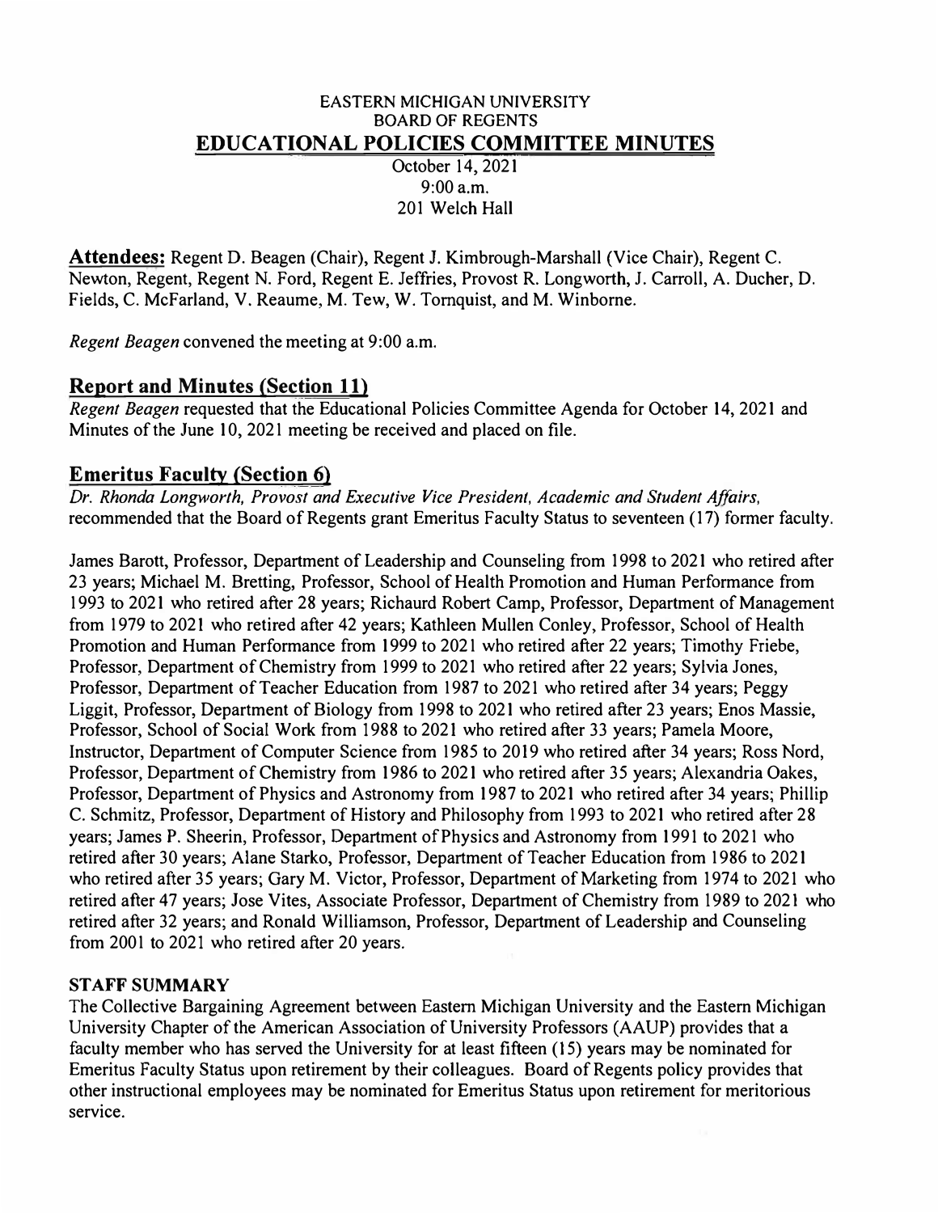# EASTERN MICHIGAN UNIVERSITY
## BOARD OF REGENTS
## EDUCATIONAL POLICIES COMMITTEE MINUTES

October 14, 2021
9:00 a.m.
201 Welch Hall

**Attendees:** Regent D. Beagen (Chair), Regent J. Kimbrough-Marshall (Vice Chair), Regent C. Newton, Regent, Regent N. Ford, Regent E. Jeffries, Provost R. Longworth, J. Carroll, A. Ducher, D. Fields, C. McFarland, V. Reaume, M. Tew, W. Tornquist, and M. Winborne.

*Regent Beagen* convened the meeting at 9:00 a.m.

## Report and Minutes (Section 11)

*Regent Beagen* requested that the Educational Policies Committee Agenda for October 14, 2021 and Minutes of the June 10, 2021 meeting be received and placed on file.

## Emeritus Faculty (Section 6)

*Dr. Rhonda Longworth, Provost and Executive Vice President, Academic and Student Affairs,* recommended that the Board of Regents grant Emeritus Faculty Status to seventeen (17) former faculty.

James Barott, Professor, Department of Leadership and Counseling from 1998 to 2021 who retired after 23 years; Michael M. Bretting, Professor, School of Health Promotion and Human Performance from 1993 to 2021 who retired after 28 years; Richaurd Robert Camp, Professor, Department of Management from 1979 to 2021 who retired after 42 years; Kathleen Mullen Conley, Professor, School of Health Promotion and Human Performance from 1999 to 2021 who retired after 22 years; Timothy Friebe, Professor, Department of Chemistry from 1999 to 2021 who retired after 22 years; Sylvia Jones, Professor, Department of Teacher Education from 1987 to 2021 who retired after 34 years; Peggy Liggit, Professor, Department of Biology from 1998 to 2021 who retired after 23 years; Enos Massie, Professor, School of Social Work from 1988 to 2021 who retired after 33 years; Pamela Moore, Instructor, Department of Computer Science from 1985 to 2019 who retired after 34 years; Ross Nord, Professor, Department of Chemistry from 1986 to 2021 who retired after 35 years; Alexandria Oakes, Professor, Department of Physics and Astronomy from 1987 to 2021 who retired after 34 years; Phillip C. Schmitz, Professor, Department of History and Philosophy from 1993 to 2021 who retired after 28 years; James P. Sheerin, Professor, Department of Physics and Astronomy from 1991 to 2021 who retired after 30 years; Alane Starko, Professor, Department of Teacher Education from 1986 to 2021 who retired after 35 years; Gary M. Victor, Professor, Department of Marketing from 1974 to 2021 who retired after 47 years; Jose Vites, Associate Professor, Department of Chemistry from 1989 to 2021 who retired after 32 years; and Ronald Williamson, Professor, Department of Leadership and Counseling from 2001 to 2021 who retired after 20 years.

**STAFF SUMMARY**

The Collective Bargaining Agreement between Eastern Michigan University and the Eastern Michigan University Chapter of the American Association of University Professors (AAUP) provides that a faculty member who has served the University for at least fifteen (15) years may be nominated for Emeritus Faculty Status upon retirement by their colleagues. Board of Regents policy provides that other instructional employees may be nominated for Emeritus Status upon retirement for meritorious service.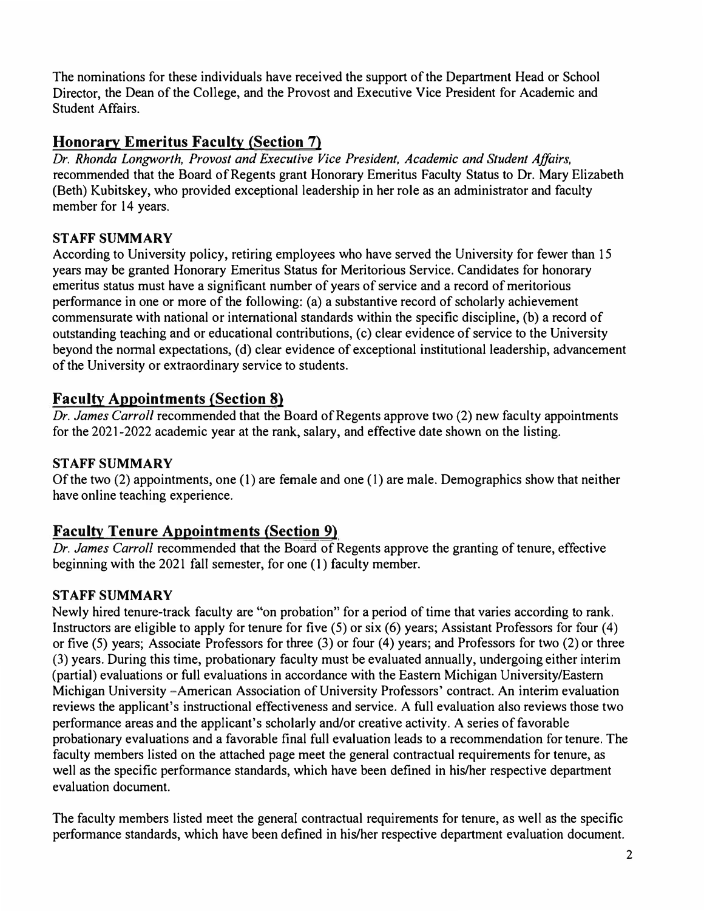The nominations for these individuals have received the support of the Department Head or School Director, the Dean of the College, and the Provost and Executive Vice President for Academic and Student Affairs.

## Honorary Emeritus Faculty (Section 7)

*Dr. Rhonda Longworth, Provost and Executive Vice President, Academic and Student Affairs,* recommended that the Board of Regents grant Honorary Emeritus Faculty Status to Dr. Mary Elizabeth (Beth) Kubitskey, who provided exceptional leadership in her role as an administrator and faculty member for 14 years.

### STAFF SUMMARY

According to University policy, retiring employees who have served the University for fewer than 15 years may be granted Honorary Emeritus Status for Meritorious Service. Candidates for honorary emeritus status must have a significant number of years of service and a record of meritorious performance in one or more of the following: (a) a substantive record of scholarly achievement commensurate with national or international standards within the specific discipline, (b) a record of outstanding teaching and or educational contributions, (c) clear evidence of service to the University beyond the normal expectations, (d) clear evidence of exceptional institutional leadership, advancement of the University or extraordinary service to students.

## Faculty Appointments (Section 8)

*Dr. James Carroll* recommended that the Board of Regents approve two (2) new faculty appointments for the 2021-2022 academic year at the rank, salary, and effective date shown on the listing.

### STAFF SUMMARY

Of the two (2) appointments, one (1) are female and one (1) are male. Demographics show that neither have online teaching experience.

## Faculty Tenure Appointments (Section 9)

*Dr. James Carroll* recommended that the Board of Regents approve the granting of tenure, effective beginning with the 2021 fall semester, for one (1) faculty member.

### STAFF SUMMARY

Newly hired tenure-track faculty are "on probation" for a period of time that varies according to rank. Instructors are eligible to apply for tenure for five (5) or six (6) years; Assistant Professors for four (4) or five (5) years; Associate Professors for three (3) or four (4) years; and Professors for two (2) or three (3) years. During this time, probationary faculty must be evaluated annually, undergoing either interim (partial) evaluations or full evaluations in accordance with the Eastern Michigan University/Eastern Michigan University –American Association of University Professors' contract. An interim evaluation reviews the applicant's instructional effectiveness and service. A full evaluation also reviews those two performance areas and the applicant's scholarly and/or creative activity. A series of favorable probationary evaluations and a favorable final full evaluation leads to a recommendation for tenure. The faculty members listed on the attached page meet the general contractual requirements for tenure, as well as the specific performance standards, which have been defined in his/her respective department evaluation document.

The faculty members listed meet the general contractual requirements for tenure, as well as the specific performance standards, which have been defined in his/her respective department evaluation document.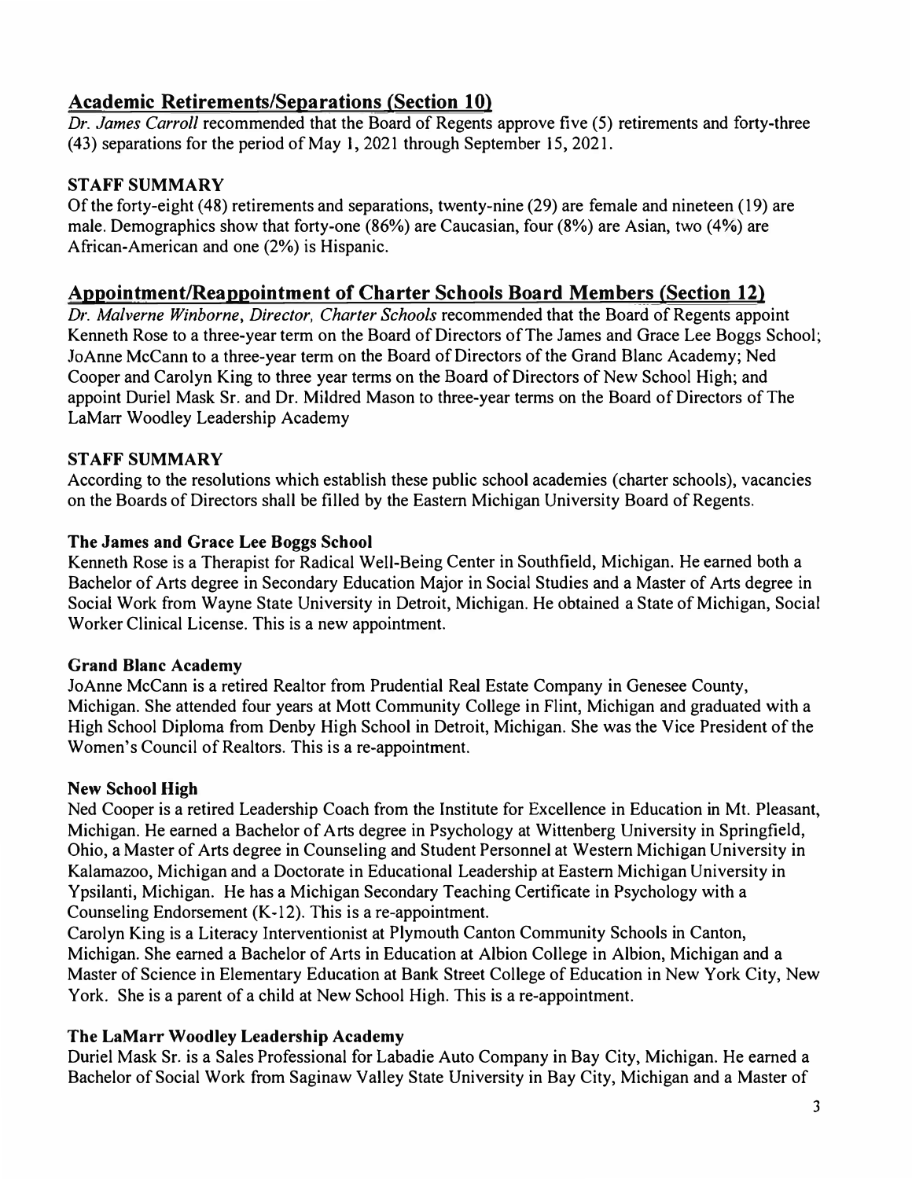## Academic Retirements/Separations (Section 10)

*Dr. James Carroll* recommended that the Board of Regents approve five (5) retirements and forty-three (43) separations for the period of May 1, 2021 through September 15, 2021.

### STAFF SUMMARY

Of the forty-eight (48) retirements and separations, twenty-nine (29) are female and nineteen (19) are male. Demographics show that forty-one (86%) are Caucasian, four (8%) are Asian, two (4%) are African-American and one (2%) is Hispanic.

## Appointment/Reappointment of Charter Schools Board Members (Section 12)

*Dr. Malverne Winborne, Director, Charter Schools* recommended that the Board of Regents appoint Kenneth Rose to a three-year term on the Board of Directors of The James and Grace Lee Boggs School; JoAnne McCann to a three-year term on the Board of Directors of the Grand Blanc Academy; Ned Cooper and Carolyn King to three year terms on the Board of Directors of New School High; and appoint Duriel Mask Sr. and Dr. Mildred Mason to three-year terms on the Board of Directors of The LaMarr Woodley Leadership Academy

### STAFF SUMMARY

According to the resolutions which establish these public school academies (charter schools), vacancies on the Boards of Directors shall be filled by the Eastern Michigan University Board of Regents.

#### The James and Grace Lee Boggs School

Kenneth Rose is a Therapist for Radical Well-Being Center in Southfield, Michigan. He earned both a Bachelor of Arts degree in Secondary Education Major in Social Studies and a Master of Arts degree in Social Work from Wayne State University in Detroit, Michigan. He obtained a State of Michigan, Social Worker Clinical License. This is a new appointment.

#### Grand Blanc Academy

JoAnne McCann is a retired Realtor from Prudential Real Estate Company in Genesee County, Michigan. She attended four years at Mott Community College in Flint, Michigan and graduated with a High School Diploma from Denby High School in Detroit, Michigan. She was the Vice President of the Women's Council of Realtors. This is a re-appointment.

#### New School High

Ned Cooper is a retired Leadership Coach from the Institute for Excellence in Education in Mt. Pleasant, Michigan. He earned a Bachelor of Arts degree in Psychology at Wittenberg University in Springfield, Ohio, a Master of Arts degree in Counseling and Student Personnel at Western Michigan University in Kalamazoo, Michigan and a Doctorate in Educational Leadership at Eastern Michigan University in Ypsilanti, Michigan. He has a Michigan Secondary Teaching Certificate in Psychology with a Counseling Endorsement (K-12). This is a re-appointment.

Carolyn King is a Literacy Interventionist at Plymouth Canton Community Schools in Canton, Michigan. She earned a Bachelor of Arts in Education at Albion College in Albion, Michigan and a Master of Science in Elementary Education at Bank Street College of Education in New York City, New York. She is a parent of a child at New School High. This is a re-appointment.

#### The LaMarr Woodley Leadership Academy

Duriel Mask Sr. is a Sales Professional for Labadie Auto Company in Bay City, Michigan. He earned a Bachelor of Social Work from Saginaw Valley State University in Bay City, Michigan and a Master of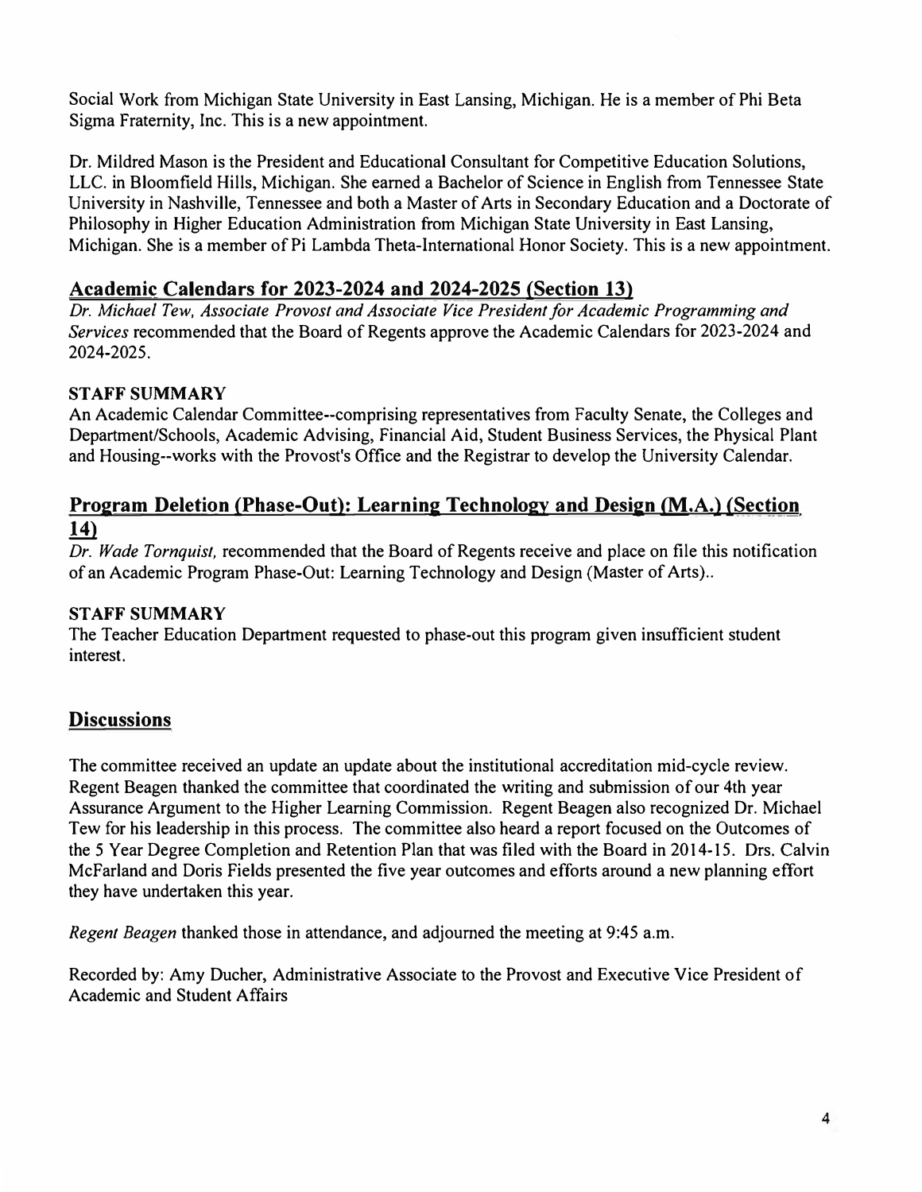Social Work from Michigan State University in East Lansing, Michigan. He is a member of Phi Beta Sigma Fraternity, Inc. This is a new appointment.

Dr. Mildred Mason is the President and Educational Consultant for Competitive Education Solutions, LLC. in Bloomfield Hills, Michigan. She earned a Bachelor of Science in English from Tennessee State University in Nashville, Tennessee and both a Master of Arts in Secondary Education and a Doctorate of Philosophy in Higher Education Administration from Michigan State University in East Lansing, Michigan. She is a member of Pi Lambda Theta-International Honor Society. This is a new appointment.

## Academic Calendars for 2023-2024 and 2024-2025 (Section 13)

*Dr. Michael Tew, Associate Provost and Associate Vice President for Academic Programming and Services* recommended that the Board of Regents approve the Academic Calendars for 2023-2024 and 2024-2025.

**STAFF SUMMARY**

An Academic Calendar Committee--comprising representatives from Faculty Senate, the Colleges and Department/Schools, Academic Advising, Financial Aid, Student Business Services, the Physical Plant and Housing--works with the Provost's Office and the Registrar to develop the University Calendar.

## Program Deletion (Phase-Out): Learning Technology and Design (M.A.) (Section 14)

*Dr. Wade Tornquist,* recommended that the Board of Regents receive and place on file this notification of an Academic Program Phase-Out: Learning Technology and Design (Master of Arts)..

**STAFF SUMMARY**

The Teacher Education Department requested to phase-out this program given insufficient student interest.

## Discussions

The committee received an update an update about the institutional accreditation mid-cycle review. Regent Beagen thanked the committee that coordinated the writing and submission of our 4th year Assurance Argument to the Higher Learning Commission. Regent Beagen also recognized Dr. Michael Tew for his leadership in this process. The committee also heard a report focused on the Outcomes of the 5 Year Degree Completion and Retention Plan that was filed with the Board in 2014-15. Drs. Calvin McFarland and Doris Fields presented the five year outcomes and efforts around a new planning effort they have undertaken this year.

*Regent Beagen* thanked those in attendance, and adjourned the meeting at 9:45 a.m.

Recorded by: Amy Ducher, Administrative Associate to the Provost and Executive Vice President of Academic and Student Affairs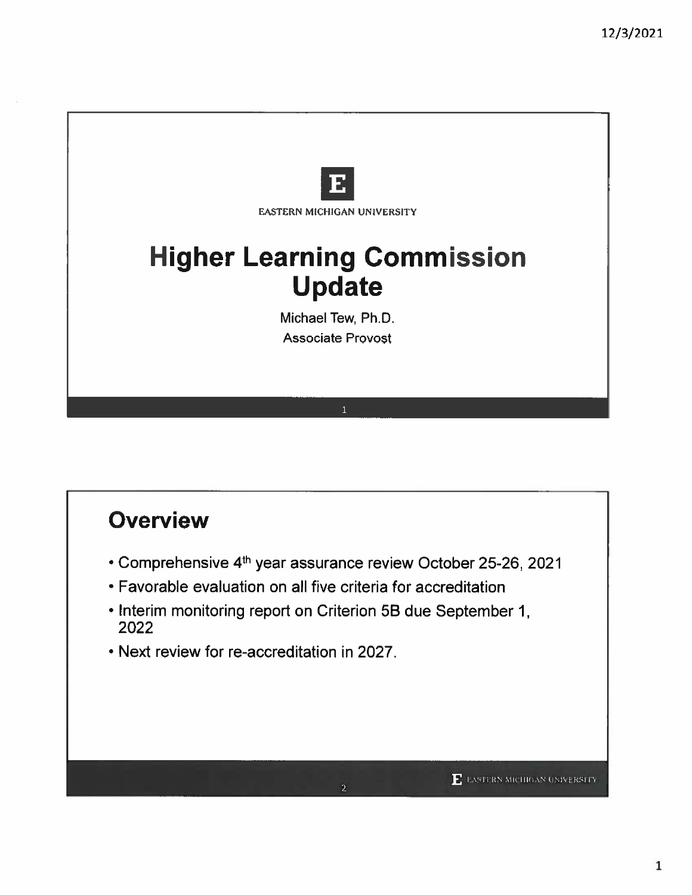EASTERN MICHIGAN UNIVERSITY

# Higher Learning Commission Update

Michael Tew, Ph.D.

Associate Provost

## Overview

- Comprehensive 4th year assurance review October 25-26, 2021
- Favorable evaluation on all five criteria for accreditation
- Interim monitoring report on Criterion 5B due September 1, 2022
- Next review for re-accreditation in 2027.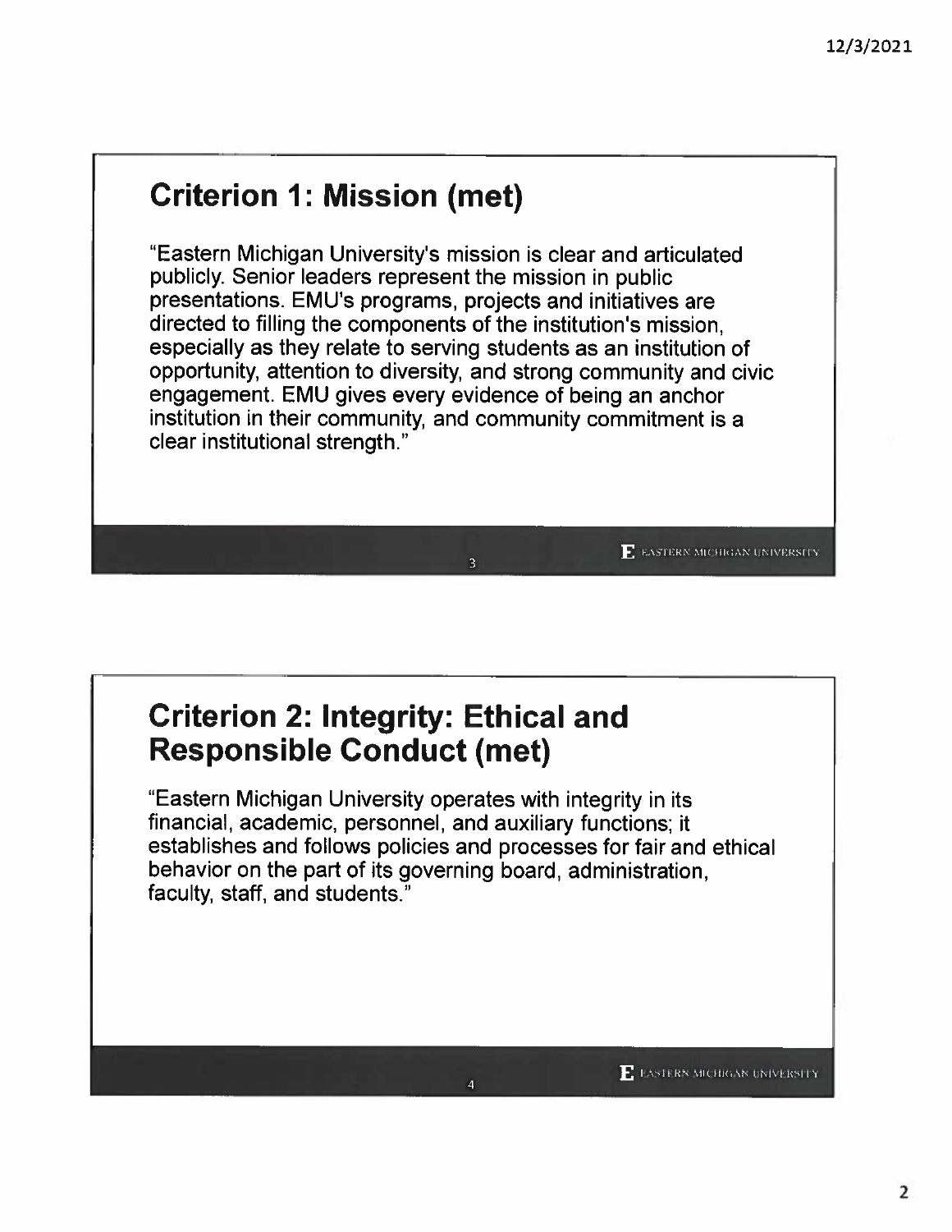## Criterion 1: Mission (met)

"Eastern Michigan University's mission is clear and articulated publicly. Senior leaders represent the mission in public presentations. EMU's programs, projects and initiatives are directed to filling the components of the institution's mission, especially as they relate to serving students as an institution of opportunity, attention to diversity, and strong community and civic engagement. EMU gives every evidence of being an anchor institution in their community, and community commitment is a clear institutional strength."

## Criterion 2: Integrity: Ethical and Responsible Conduct (met)

"Eastern Michigan University operates with integrity in its financial, academic, personnel, and auxiliary functions; it establishes and follows policies and processes for fair and ethical behavior on the part of its governing board, administration, faculty, staff, and students."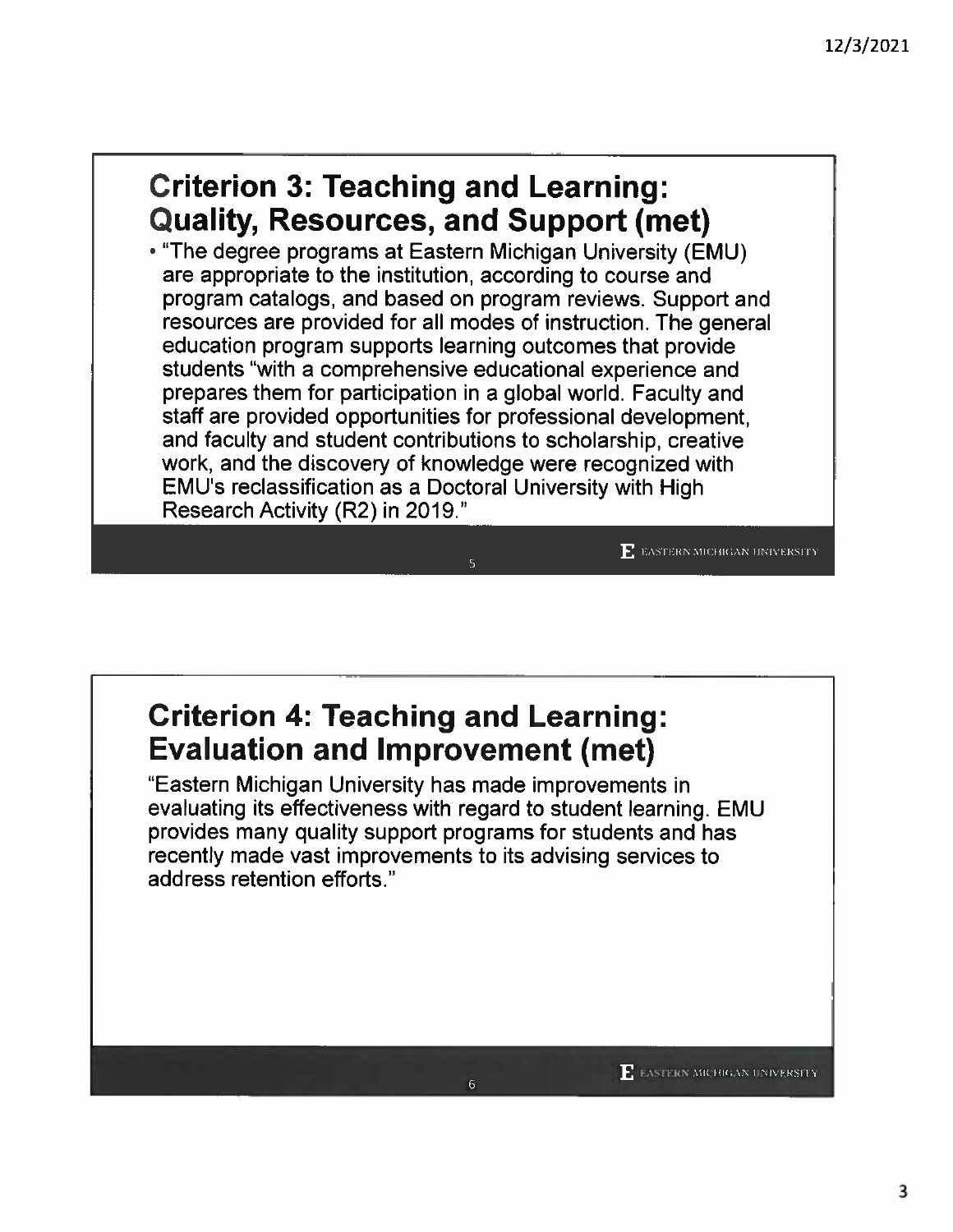## Criterion 3: Teaching and Learning: Quality, Resources, and Support (met)

- "The degree programs at Eastern Michigan University (EMU) are appropriate to the institution, according to course and program catalogs, and based on program reviews. Support and resources are provided for all modes of instruction. The general education program supports learning outcomes that provide students "with a comprehensive educational experience and prepares them for participation in a global world. Faculty and staff are provided opportunities for professional development, and faculty and student contributions to scholarship, creative work, and the discovery of knowledge were recognized with EMU's reclassification as a Doctoral University with High Research Activity (R2) in 2019."

## Criterion 4: Teaching and Learning: Evaluation and Improvement (met)

"Eastern Michigan University has made improvements in evaluating its effectiveness with regard to student learning. EMU provides many quality support programs for students and has recently made vast improvements to its advising services to address retention efforts."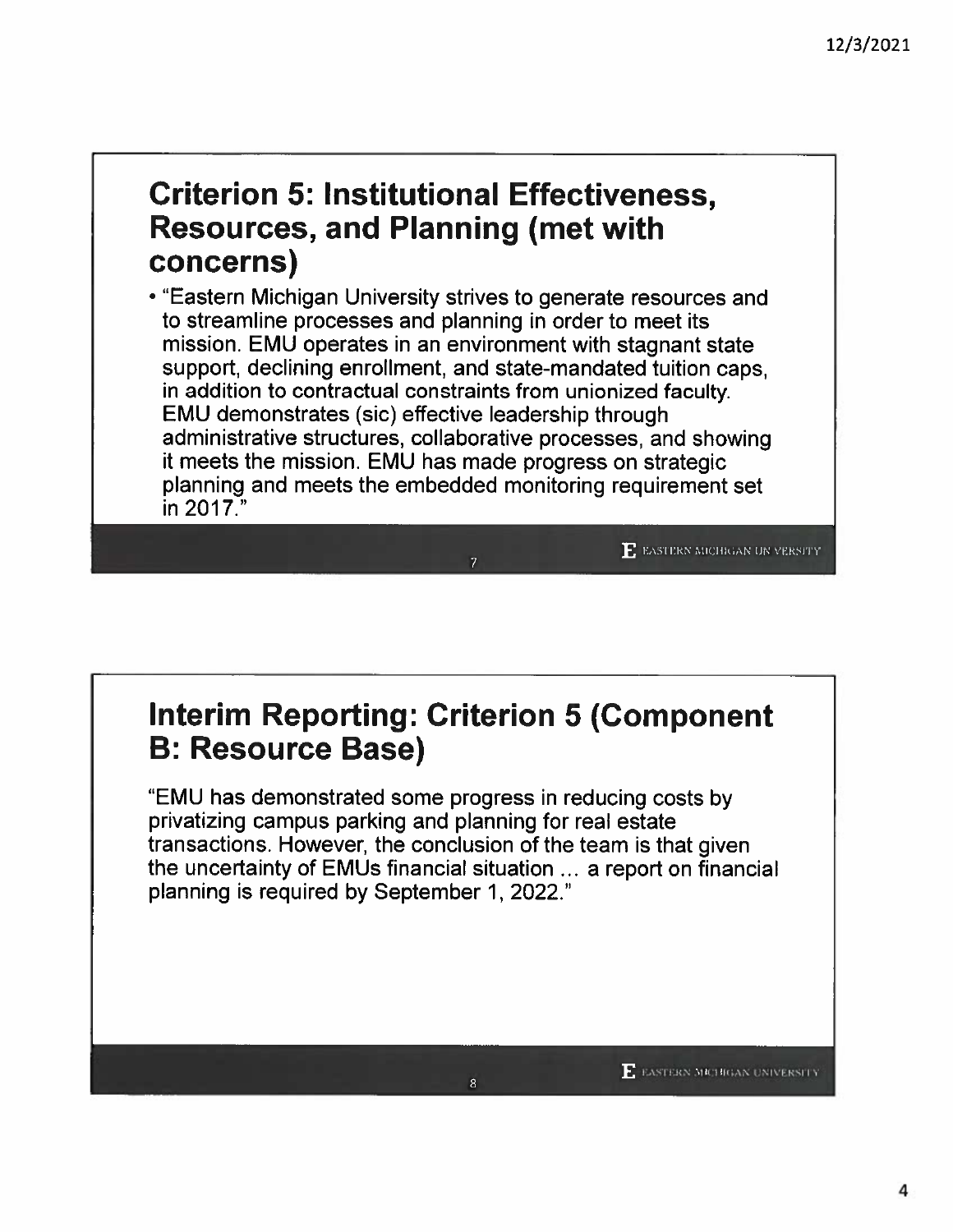## Criterion 5: Institutional Effectiveness, Resources, and Planning (met with concerns)

- "Eastern Michigan University strives to generate resources and to streamline processes and planning in order to meet its mission. EMU operates in an environment with stagnant state support, declining enrollment, and state-mandated tuition caps, in addition to contractual constraints from unionized faculty. EMU demonstrates (sic) effective leadership through administrative structures, collaborative processes, and showing it meets the mission. EMU has made progress on strategic planning and meets the embedded monitoring requirement set in 2017."

## Interim Reporting: Criterion 5 (Component B: Resource Base)

"EMU has demonstrated some progress in reducing costs by privatizing campus parking and planning for real estate transactions. However, the conclusion of the team is that given the uncertainty of EMUs financial situation ... a report on financial planning is required by September 1, 2022."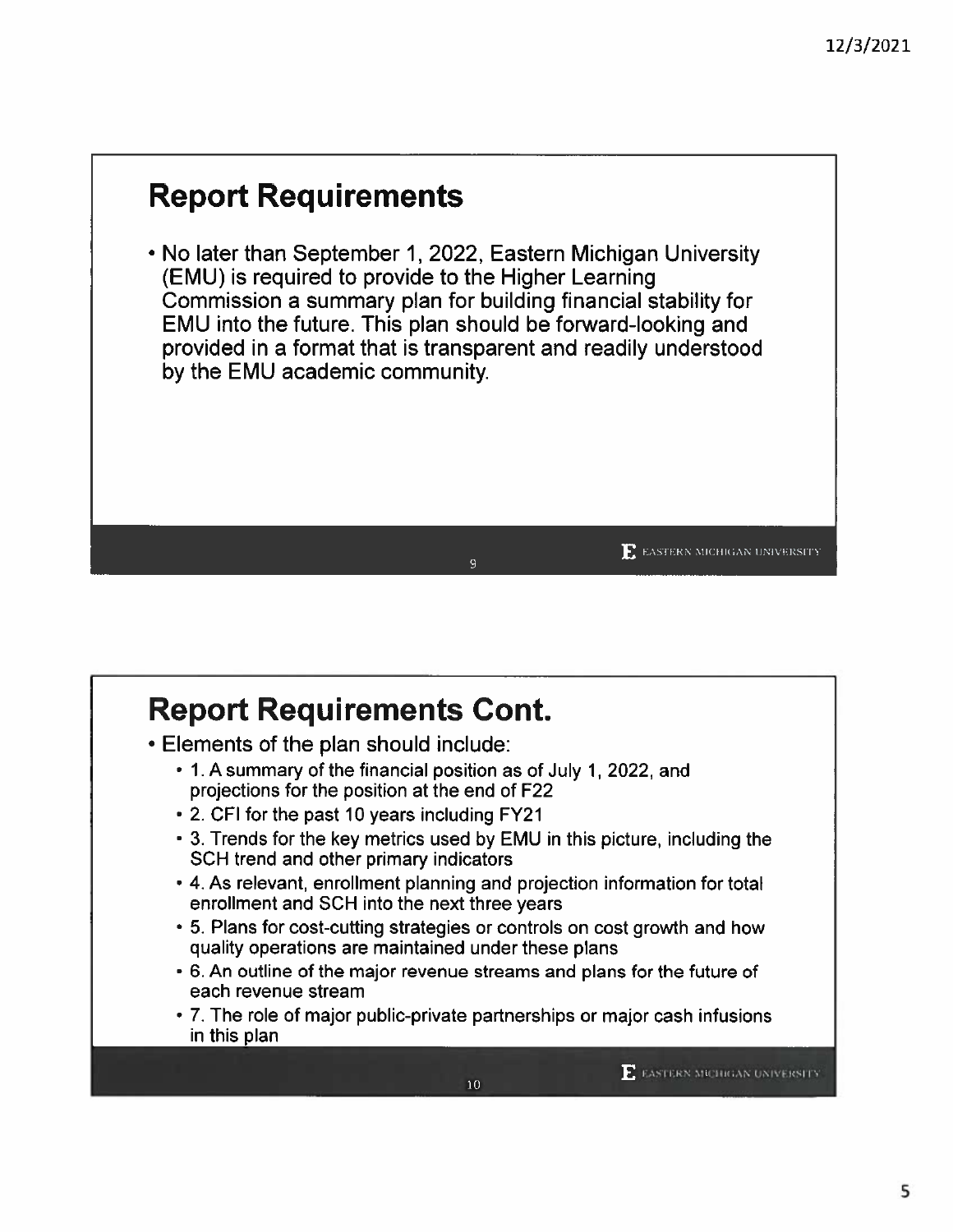## Report Requirements

- No later than September 1, 2022, Eastern Michigan University (EMU) is required to provide to the Higher Learning Commission a summary plan for building financial stability for EMU into the future. This plan should be forward-looking and provided in a format that is transparent and readily understood by the EMU academic community.

## Report Requirements Cont.

- Elements of the plan should include:
  - 1. A summary of the financial position as of July 1, 2022, and projections for the position at the end of F22
  - 2. CFI for the past 10 years including FY21
  - 3. Trends for the key metrics used by EMU in this picture, including the SCH trend and other primary indicators
  - 4. As relevant, enrollment planning and projection information for total enrollment and SCH into the next three years
  - 5. Plans for cost-cutting strategies or controls on cost growth and how quality operations are maintained under these plans
  - 6. An outline of the major revenue streams and plans for the future of each revenue stream
  - 7. The role of major public-private partnerships or major cash infusions in this plan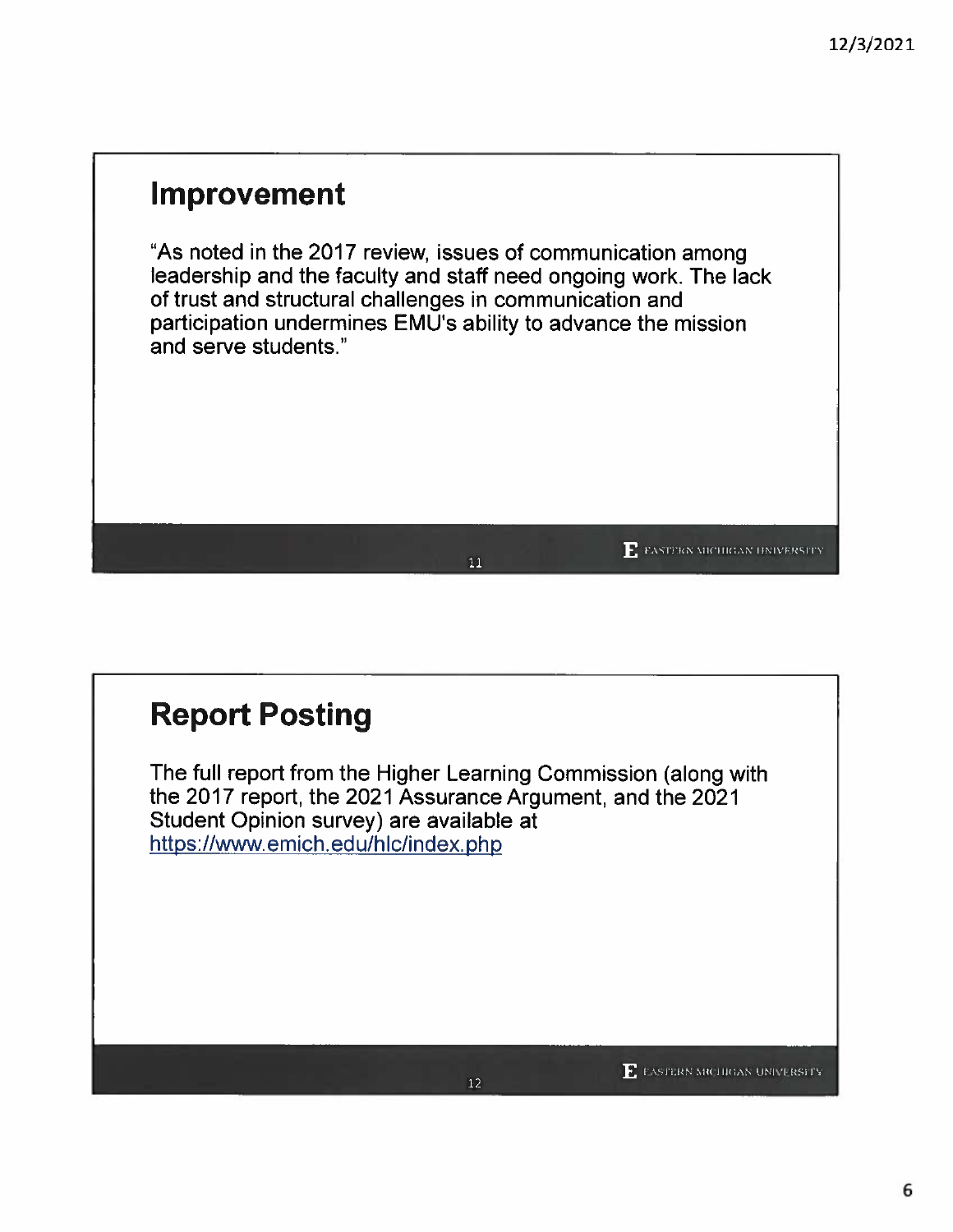## Improvement

"As noted in the 2017 review, issues of communication among leadership and the faculty and staff need ongoing work. The lack of trust and structural challenges in communication and participation undermines EMU's ability to advance the mission and serve students."

## Report Posting

The full report from the Higher Learning Commission (along with the 2017 report, the 2021 Assurance Argument, and the 2021 Student Opinion survey) are available at https://www.emich.edu/hlc/index.php